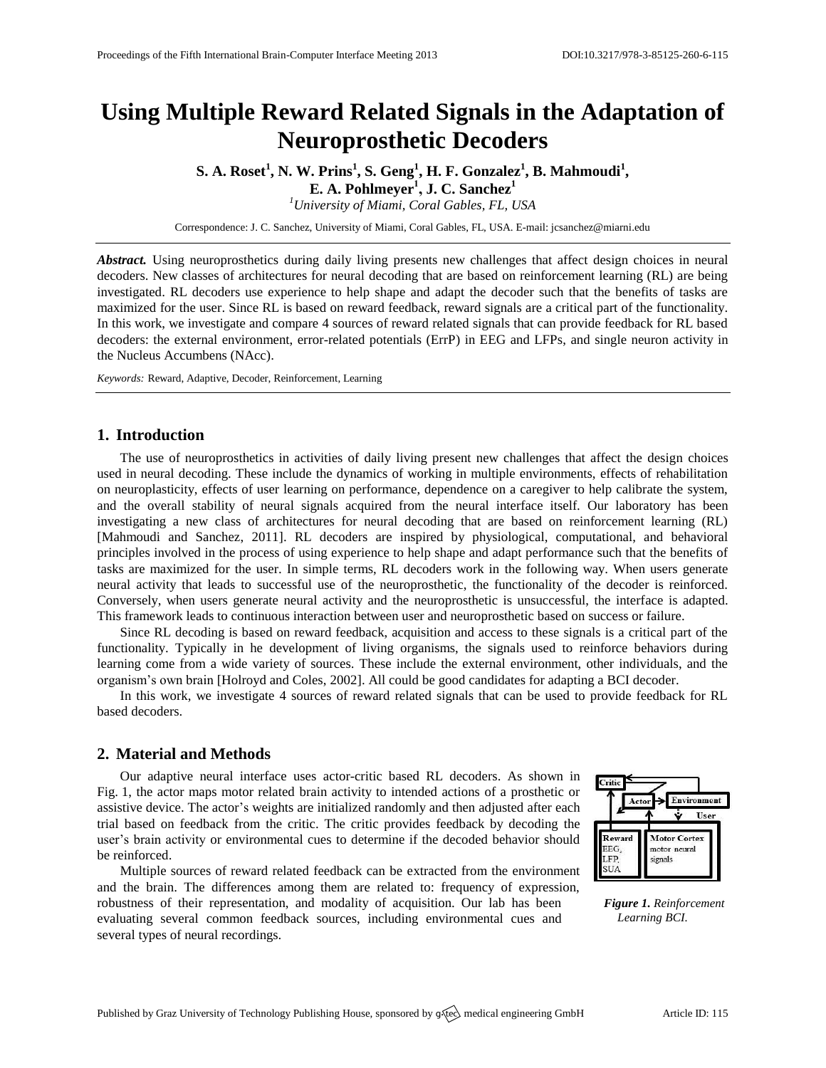# Using Multiple Reward Related Signals in the Adaptation of Neuroprosthetic Decoders

**S. A. Roset[1], N. W. Prins[1], S. Geng[1], H. F. Gonzalez[1], B. Mahmoudi[1], E. A. Pohlmeyer[1], J. C. Sanchez[1]**

[1]*University of Miami, Coral Gables, FL, USA*

Correspondence: J. C. Sanchez, University of Miami, Coral Gables, FL, USA. E-mail: jcsanchez@miami.edu

***Abstract.*** Using neuroprosthetics during daily living presents new challenges that affect design choices in neural decoders. New classes of architectures for neural decoding that are based on reinforcement learning (RL) are being investigated. RL decoders use experience to help shape and adapt the decoder such that the benefits of tasks are maximized for the user. Since RL is based on reward feedback, reward signals are a critical part of the functionality. In this work, we investigate and compare 4 sources of reward related signals that can provide feedback for RL based decoders: the external environment, error-related potentials (ErrP) in EEG and LFPs, and single neuron activity in the Nucleus Accumbens (NAcc).

*Keywords:* Reward, Adaptive, Decoder, Reinforcement, Learning

## 1. Introduction

The use of neuroprosthetics in activities of daily living present new challenges that affect the design choices used in neural decoding. These include the dynamics of working in multiple environments, effects of rehabilitation on neuroplasticity, effects of user learning on performance, dependence on a caregiver to help calibrate the system, and the overall stability of neural signals acquired from the neural interface itself. Our laboratory has been investigating a new class of architectures for neural decoding that are based on reinforcement learning (RL) [Mahmoudi and Sanchez, 2011]. RL decoders are inspired by physiological, computational, and behavioral principles involved in the process of using experience to help shape and adapt performance such that the benefits of tasks are maximized for the user. In simple terms, RL decoders work in the following way. When users generate neural activity that leads to successful use of the neuroprosthetic, the functionality of the decoder is reinforced. Conversely, when users generate neural activity and the neuroprosthetic is unsuccessful, the interface is adapted. This framework leads to continuous interaction between user and neuroprosthetic based on success or failure.

Since RL decoding is based on reward feedback, acquisition and access to these signals is a critical part of the functionality. Typically in he development of living organisms, the signals used to reinforce behaviors during learning come from a wide variety of sources. These include the external environment, other individuals, and the organism's own brain [Holroyd and Coles, 2002]. All could be good candidates for adapting a BCI decoder.

In this work, we investigate 4 sources of reward related signals that can be used to provide feedback for RL based decoders.

## 2. Material and Methods

Our adaptive neural interface uses actor-critic based RL decoders. As shown in Fig. 1, the actor maps motor related brain activity to intended actions of a prosthetic or assistive device. The actor's weights are initialized randomly and then adjusted after each trial based on feedback from the critic. The critic provides feedback by decoding the user's brain activity or environmental cues to determine if the decoded behavior should be reinforced.

Multiple sources of reward related feedback can be extracted from the environment and the brain. The differences among them are related to: frequency of expression, robustness of their representation, and modality of acquisition. Our lab has been evaluating several common feedback sources, including environmental cues and several types of neural recordings.

***Figure 1.*** *Reinforcement Learning BCI.*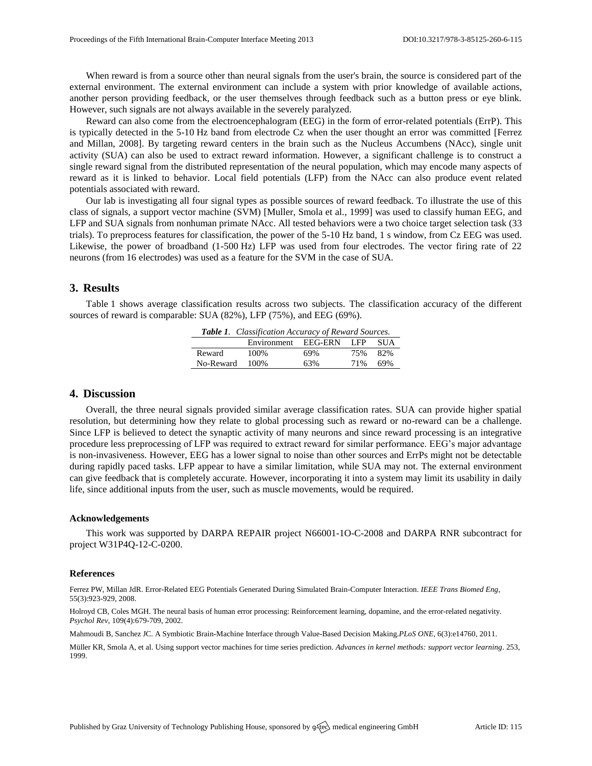When reward is from a source other than neural signals from the user's brain, the source is considered part of the external environment. The external environment can include a system with prior knowledge of available actions, another person providing feedback, or the user themselves through feedback such as a button press or eye blink. However, such signals are not always available in the severely paralyzed.

Reward can also come from the electroencephalogram (EEG) in the form of error-related potentials (ErrP). This is typically detected in the 5-10 Hz band from electrode Cz when the user thought an error was committed [Ferrez and Millan, 2008]. By targeting reward centers in the brain such as the Nucleus Accumbens (NAcc), single unit activity (SUA) can also be used to extract reward information. However, a significant challenge is to construct a single reward signal from the distributed representation of the neural population, which may encode many aspects of reward as it is linked to behavior. Local field potentials (LFP) from the NAcc can also produce event related potentials associated with reward.

Our lab is investigating all four signal types as possible sources of reward feedback. To illustrate the use of this class of signals, a support vector machine (SVM) [Muller, Smola et al., 1999] was used to classify human EEG, and LFP and SUA signals from nonhuman primate NAcc. All tested behaviors were a two choice target selection task (33 trials). To preprocess features for classification, the power of the 5-10 Hz band, 1 s window, from Cz EEG was used. Likewise, the power of broadband (1-500 Hz) LFP was used from four electrodes. The vector firing rate of 22 neurons (from 16 electrodes) was used as a feature for the SVM in the case of SUA.

## 3. Results

Table 1 shows average classification results across two subjects. The classification accuracy of the different sources of reward is comparable: SUA (82%), LFP (75%), and EEG (69%).

***Table 1***. *Classification Accuracy of Reward Sources.*

| | Environment | EEG-ERN | LFP | SUA |
|---|---|---|---|---|
| Reward | 100% | 69% | 75% | 82% |
| No-Reward | 100% | 63% | 71% | 69% |

## 4. Discussion

Overall, the three neural signals provided similar average classification rates. SUA can provide higher spatial resolution, but determining how they relate to global processing such as reward or no-reward can be a challenge. Since LFP is believed to detect the synaptic activity of many neurons and since reward processing is an integrative procedure less preprocessing of LFP was required to extract reward for similar performance. EEG's major advantage is non-invasiveness. However, EEG has a lower signal to noise than other sources and ErrPs might not be detectable during rapidly paced tasks. LFP appear to have a similar limitation, while SUA may not. The external environment can give feedback that is completely accurate. However, incorporating it into a system may limit its usability in daily life, since additional inputs from the user, such as muscle movements, would be required.

#### Acknowledgements

This work was supported by DARPA REPAIR project N66001-1O-C-2008 and DARPA RNR subcontract for project W31P4Q-12-C-0200.

#### References

Ferrez PW, Millan JdR. Error-Related EEG Potentials Generated During Simulated Brain-Computer Interaction. *IEEE Trans Biomed Eng*, 55(3):923-929, 2008.

Holroyd CB, Coles MGH. The neural basis of human error processing: Reinforcement learning, dopamine, and the error-related negativity. *Psychol Rev*, 109(4):679-709, 2002.

Mahmoudi B, Sanchez JC. A Symbiotic Brain-Machine Interface through Value-Based Decision Making.*PLoS ONE*, 6(3):e14760, 2011.

Müller KR, Smola A, et al. Using support vector machines for time series prediction. *Advances in kernel methods: support vector learning*. 253, 1999.